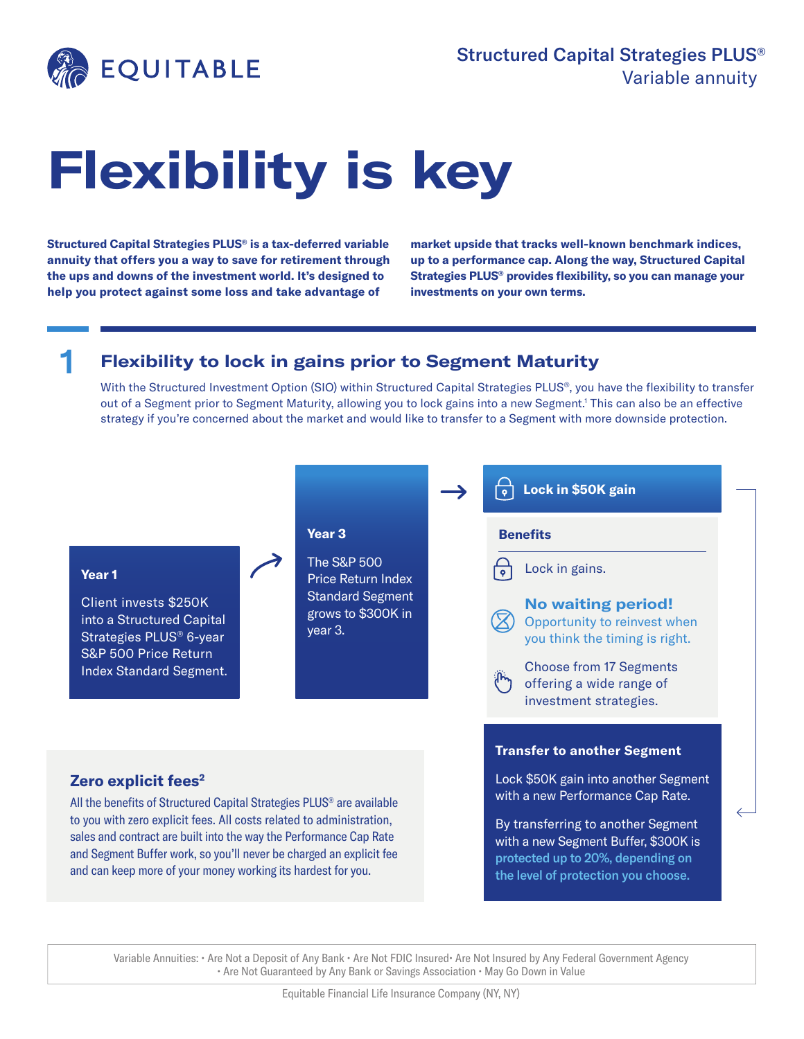EQUITABLE

**Structured Capital Strategies PLUS®**
Variable annuity

# Flexibility is key

**Structured Capital Strategies PLUS® is a tax-deferred variable annuity that offers you a way to save for retirement through the ups and downs of the investment world. It's designed to help you protect against some loss and take advantage of market upside that tracks well-known benchmark indices, up to a performance cap. Along the way, Structured Capital Strategies PLUS® provides flexibility, so you can manage your investments on your own terms.**

## 1 Flexibility to lock in gains prior to Segment Maturity

With the Structured Investment Option (SIO) within Structured Capital Strategies PLUS®, you have the flexibility to transfer out of a Segment prior to Segment Maturity, allowing you to lock gains into a new Segment.[1] This can also be an effective strategy if you're concerned about the market and would like to transfer to a Segment with more downside protection.

**Year 1**

Client invests $250K into a Structured Capital Strategies PLUS® 6-year S&P 500 Price Return Index Standard Segment.

**Year 3**

The S&P 500 Price Return Index Standard Segment grows to $300K in year 3.

**Lock in $50K gain**

**Benefits**

- Lock in gains.
- **No waiting period!** Opportunity to reinvest when you think the timing is right.
- Choose from 17 Segments offering a wide range of investment strategies.

**Transfer to another Segment**

Lock $50K gain into another Segment with a new Performance Cap Rate.

By transferring to another Segment with a new Segment Buffer, $300K is protected up to 20%, depending on the level of protection you choose.

### Zero explicit fees[2]

All the benefits of Structured Capital Strategies PLUS® are available to you with zero explicit fees. All costs related to administration, sales and contract are built into the way the Performance Cap Rate and Segment Buffer work, so you'll never be charged an explicit fee and can keep more of your money working its hardest for you.

Variable Annuities: • Are Not a Deposit of Any Bank • Are Not FDIC Insured• Are Not Insured by Any Federal Government Agency • Are Not Guaranteed by Any Bank or Savings Association • May Go Down in Value

Equitable Financial Life Insurance Company (NY, NY)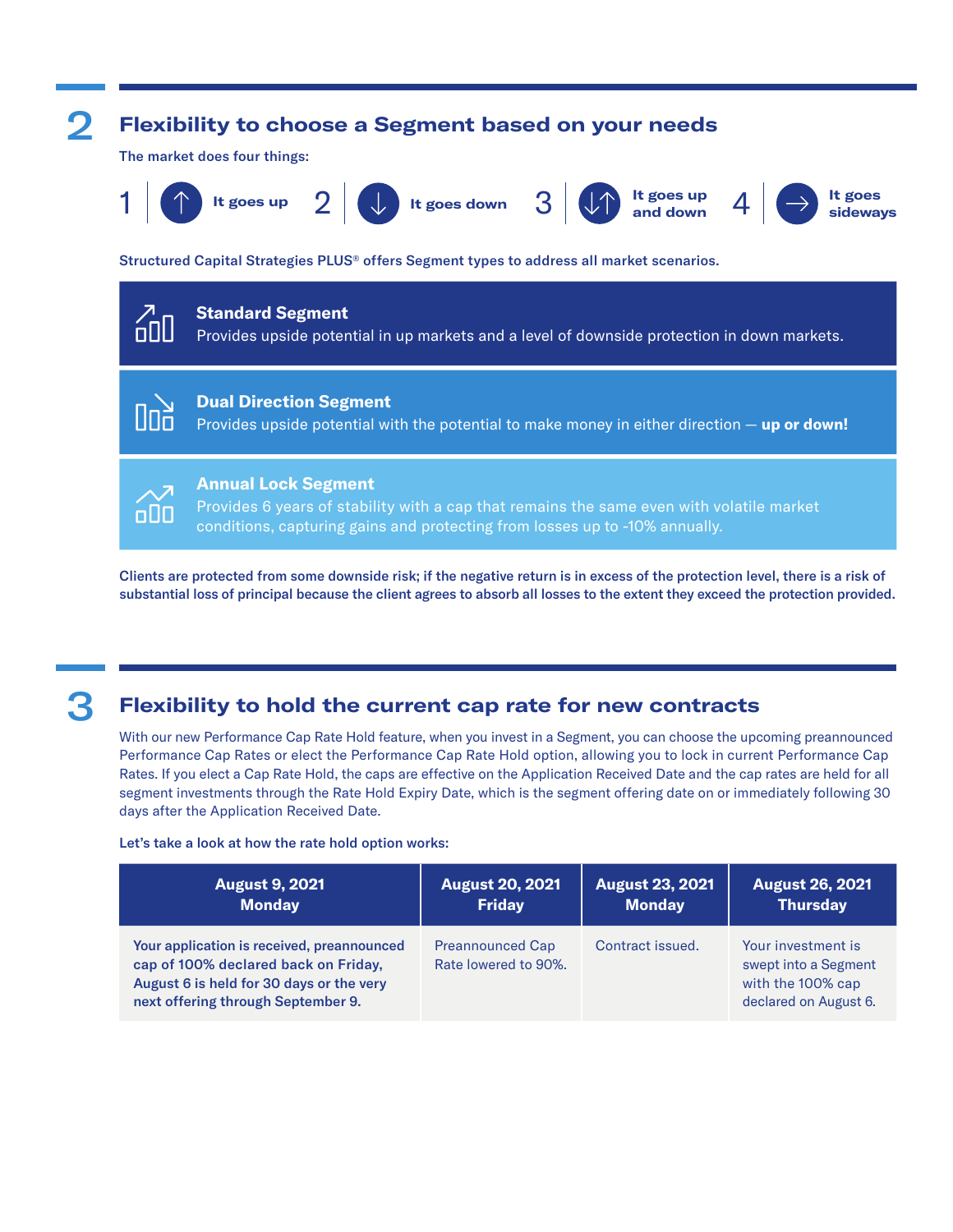## 2 Flexibility to choose a Segment based on your needs

The market does four things:

1. It goes up
2. It goes down
3. It goes up and down
4. It goes sideways

Structured Capital Strategies PLUS® offers Segment types to address all market scenarios.

**Standard Segment**
Provides upside potential in up markets and a level of downside protection in down markets.

**Dual Direction Segment**
Provides upside potential with the potential to make money in either direction — **up or down!**

**Annual Lock Segment**
Provides 6 years of stability with a cap that remains the same even with volatile market conditions, capturing gains and protecting from losses up to -10% annually.

**Clients are protected from some downside risk; if the negative return is in excess of the protection level, there is a risk of substantial loss of principal because the client agrees to absorb all losses to the extent they exceed the protection provided.**

## 3 Flexibility to hold the current cap rate for new contracts

With our new Performance Cap Rate Hold feature, when you invest in a Segment, you can choose the upcoming preannounced Performance Cap Rates or elect the Performance Cap Rate Hold option, allowing you to lock in current Performance Cap Rates. If you elect a Cap Rate Hold, the caps are effective on the Application Received Date and the cap rates are held for all segment investments through the Rate Hold Expiry Date, which is the segment offering date on or immediately following 30 days after the Application Received Date.

Let's take a look at how the rate hold option works:

| August 9, 2021 Monday | August 20, 2021 Friday | August 23, 2021 Monday | August 26, 2021 Thursday |
|---|---|---|---|
| **Your application is received, preannounced cap of 100% declared back on Friday, August 6 is held for 30 days or the very next offering through September 9.** | Preannounced Cap Rate lowered to 90%. | Contract issued. | Your investment is swept into a Segment with the 100% cap declared on August 6. |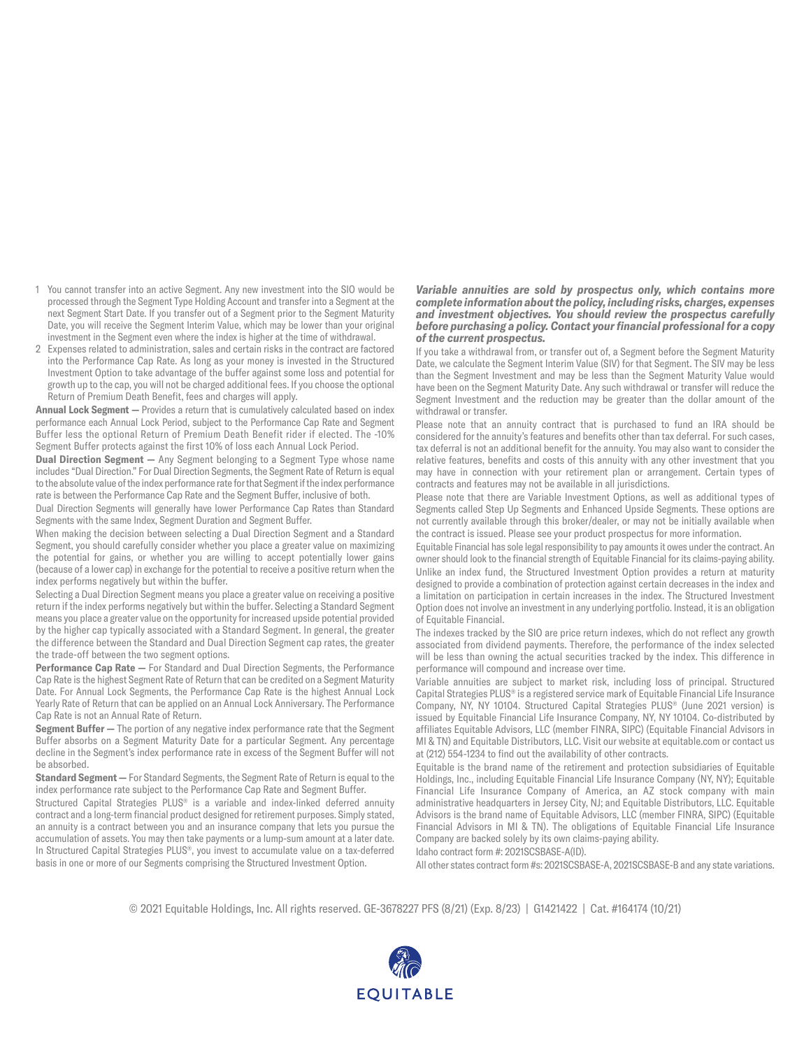1 You cannot transfer into an active Segment. Any new investment into the SIO would be processed through the Segment Type Holding Account and transfer into a Segment at the next Segment Start Date. If you transfer out of a Segment prior to the Segment Maturity Date, you will receive the Segment Interim Value, which may be lower than your original investment in the Segment even where the index is higher at the time of withdrawal.

2 Expenses related to administration, sales and certain risks in the contract are factored into the Performance Cap Rate. As long as your money is invested in the Structured Investment Option to take advantage of the buffer against some loss and potential for growth up to the cap, you will not be charged additional fees. If you choose the optional Return of Premium Death Benefit, fees and charges will apply.

**Annual Lock Segment —** Provides a return that is cumulatively calculated based on index performance each Annual Lock Period, subject to the Performance Cap Rate and Segment Buffer less the optional Return of Premium Death Benefit rider if elected. The -10% Segment Buffer protects against the first 10% of loss each Annual Lock Period.

**Dual Direction Segment —** Any Segment belonging to a Segment Type whose name includes "Dual Direction." For Dual Direction Segments, the Segment Rate of Return is equal to the absolute value of the index performance rate for that Segment if the index performance rate is between the Performance Cap Rate and the Segment Buffer, inclusive of both.

Dual Direction Segments will generally have lower Performance Cap Rates than Standard Segments with the same Index, Segment Duration and Segment Buffer.

When making the decision between selecting a Dual Direction Segment and a Standard Segment, you should carefully consider whether you place a greater value on maximizing the potential for gains, or whether you are willing to accept potentially lower gains (because of a lower cap) in exchange for the potential to receive a positive return when the index performs negatively but within the buffer.

Selecting a Dual Direction Segment means you place a greater value on receiving a positive return if the index performs negatively but within the buffer. Selecting a Standard Segment means you place a greater value on the opportunity for increased upside potential provided by the higher cap typically associated with a Standard Segment. In general, the greater the difference between the Standard and Dual Direction Segment cap rates, the greater the trade-off between the two segment options.

**Performance Cap Rate —** For Standard and Dual Direction Segments, the Performance Cap Rate is the highest Segment Rate of Return that can be credited on a Segment Maturity Date. For Annual Lock Segments, the Performance Cap Rate is the highest Annual Lock Yearly Rate of Return that can be applied on an Annual Lock Anniversary. The Performance Cap Rate is not an Annual Rate of Return.

**Segment Buffer —** The portion of any negative index performance rate that the Segment Buffer absorbs on a Segment Maturity Date for a particular Segment. Any percentage decline in the Segment's index performance rate in excess of the Segment Buffer will not be absorbed.

**Standard Segment —** For Standard Segments, the Segment Rate of Return is equal to the index performance rate subject to the Performance Cap Rate and Segment Buffer.

Structured Capital Strategies PLUS® is a variable and index-linked deferred annuity contract and a long-term financial product designed for retirement purposes. Simply stated, an annuity is a contract between you and an insurance company that lets you pursue the accumulation of assets. You may then take payments or a lump-sum amount at a later date. In Structured Capital Strategies PLUS®, you invest to accumulate value on a tax-deferred basis in one or more of our Segments comprising the Structured Investment Option.

***Variable annuities are sold by prospectus only, which contains more complete information about the policy, including risks, charges, expenses and investment objectives. You should review the prospectus carefully before purchasing a policy. Contact your financial professional for a copy of the current prospectus.***

If you take a withdrawal from, or transfer out of, a Segment before the Segment Maturity Date, we calculate the Segment Interim Value (SIV) for that Segment. The SIV may be less than the Segment Investment and may be less than the Segment Maturity Value would have been on the Segment Maturity Date. Any such withdrawal or transfer will reduce the Segment Investment and the reduction may be greater than the dollar amount of the withdrawal or transfer.

Please note that an annuity contract that is purchased to fund an IRA should be considered for the annuity's features and benefits other than tax deferral. For such cases, tax deferral is not an additional benefit for the annuity. You may also want to consider the relative features, benefits and costs of this annuity with any other investment that you may have in connection with your retirement plan or arrangement. Certain types of contracts and features may not be available in all jurisdictions.

Please note that there are Variable Investment Options, as well as additional types of Segments called Step Up Segments and Enhanced Upside Segments. These options are not currently available through this broker/dealer, or may not be initially available when the contract is issued. Please see your product prospectus for more information.

Equitable Financial has sole legal responsibility to pay amounts it owes under the contract. An owner should look to the financial strength of Equitable Financial for its claims-paying ability. Unlike an index fund, the Structured Investment Option provides a return at maturity designed to provide a combination of protection against certain decreases in the index and a limitation on participation in certain increases in the index. The Structured Investment Option does not involve an investment in any underlying portfolio. Instead, it is an obligation of Equitable Financial.

The indexes tracked by the SIO are price return indexes, which do not reflect any growth associated from dividend payments. Therefore, the performance of the index selected will be less than owning the actual securities tracked by the index. This difference in performance will compound and increase over time.

Variable annuities are subject to market risk, including loss of principal. Structured Capital Strategies PLUS® is a registered service mark of Equitable Financial Life Insurance Company, NY, NY 10104. Structured Capital Strategies PLUS® (June 2021 version) is issued by Equitable Financial Life Insurance Company, NY, NY 10104. Co-distributed by affiliates Equitable Advisors, LLC (member FINRA, SIPC) (Equitable Financial Advisors in MI & TN) and Equitable Distributors, LLC. Visit our website at equitable.com or contact us at (212) 554-1234 to find out the availability of other contracts.

Equitable is the brand name of the retirement and protection subsidiaries of Equitable Holdings, Inc., including Equitable Financial Life Insurance Company (NY, NY); Equitable Financial Life Insurance Company of America, an AZ stock company with main administrative headquarters in Jersey City, NJ; and Equitable Distributors, LLC. Equitable Advisors is the brand name of Equitable Advisors, LLC (member FINRA, SIPC) (Equitable Financial Advisors in MI & TN). The obligations of Equitable Financial Life Insurance Company are backed solely by its own claims-paying ability.

Idaho contract form #: 2021SCSBASE-A(ID).

All other states contract form #s: 2021SCSBASE-A, 2021SCSBASE-B and any state variations.

© 2021 Equitable Holdings, Inc. All rights reserved. GE-3678227 PFS (8/21) (Exp. 8/23) | G1421422 | Cat. #164174 (10/21)

EQUITABLE